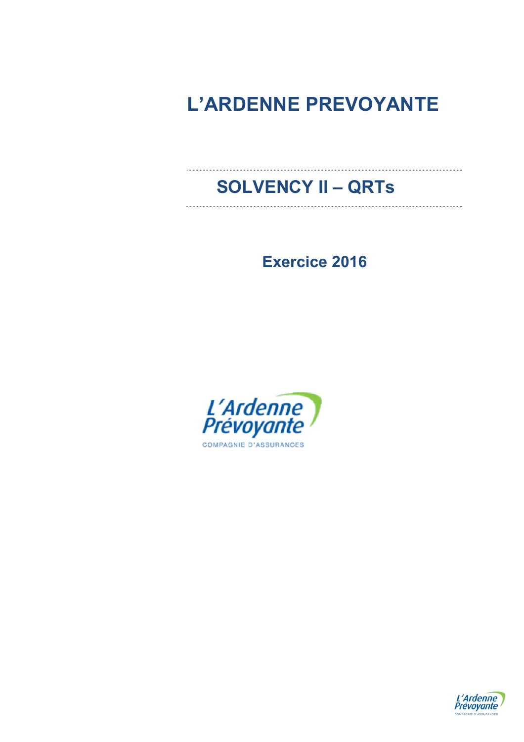# L'ARDENNE PREVOYANTE

## SOLVENCY II – QRTs

**Exercice 2016**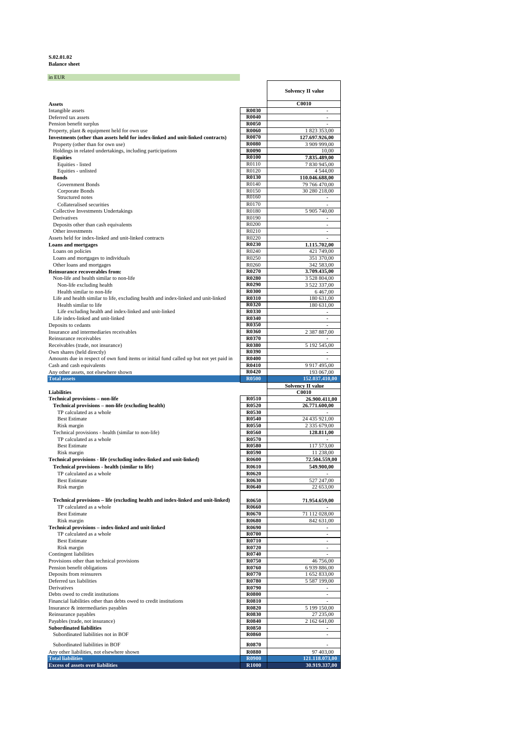**S.02.01.02**
**Balance sheet**

in EUR

| | | Solvency II value |
|---|---|---|
| **Assets** | | **C0010** |
| Intangible assets | **R0030** | - |
| Deferred tax assets | **R0040** | - |
| Pension benefit surplus | **R0050** | - |
| Property, plant & equipment held for own use | **R0060** | 1 823 353,00 |
| **Investments (other than assets held for index-linked and unit-linked contracts)** | **R0070** | **127.697.926,00** |
| Property (other than for own use) | **R0080** | 3 909 999,00 |
| Holdings in related undertakings, including participations | **R0090** | 10,00 |
| **Equities** | **R0100** | **7.835.489,00** |
| Equities - listed | R0110 | 7 830 945,00 |
| Equities - unlisted | R0120 | 4 544,00 |
| **Bonds** | **R0130** | **110.046.688,00** |
| Government Bonds | R0140 | 79 766 470,00 |
| Corporate Bonds | R0150 | 30 280 218,00 |
| Structured notes | R0160 | - |
| Collateralised securities | R0170 | - |
| Collective Investments Undertakings | R0180 | 5 905 740,00 |
| Derivatives | R0190 | - |
| Deposits other than cash equivalents | R0200 | - |
| Other investments | R0210 | - |
| Assets held for index-linked and unit-linked contracts | R0220 | - |
| **Loans and mortgages** | **R0230** | **1.115.702,00** |
| Loans on policies | R0240 | 421 749,00 |
| Loans and mortgages to individuals | R0250 | 351 370,00 |
| Other loans and mortgages | R0260 | 342 583,00 |
| **Reinsurance recoverables from:** | **R0270** | **3.709.435,00** |
| Non-life and health similar to non-life | **R0280** | 3 528 804,00 |
| Non-life excluding health | **R0290** | 3 522 337,00 |
| Health similar to non-life | **R0300** | 6 467,00 |
| Life and health similar to life, excluding health and index-linked and unit-linked | **R0310** | 180 631,00 |
| Health similar to life | **R0320** | 180 631,00 |
| Life excluding health and index-linked and unit-linked | **R0330** | - |
| Life index-linked and unit-linked | **R0340** | - |
| Deposits to cedants | **R0350** | - |
| Insurance and intermediaries receivables | **R0360** | 2 387 887,00 |
| Reinsurance receivables | **R0370** | - |
| Receivables (trade, not insurance) | **R0380** | 5 192 545,00 |
| Own shares (held directly) | **R0390** | - |
| Amounts due in respect of own fund items or initial fund called up but not yet paid in | **R0400** | - |
| Cash and cash equivalents | **R0410** | 9 917 495,00 |
| Any other assets, not elsewhere shown | **R0420** | 193 067,00 |
| **Total assets** | **R0500** | **152.037.410,00** |
| | | **Solvency II value** |
| **Liabilities** | | **C0010** |
| **Technical provisions – non-life** | **R0510** | **26.900.411,00** |
| **Technical provisions – non-life (excluding health)** | **R0520** | **26.771.600,00** |
| TP calculated as a whole | **R0530** | - |
| Best Estimate | **R0540** | 24 435 921,00 |
| Risk margin | **R0550** | 2 335 679,00 |
| Technical provisions - health (similar to non-life) | **R0560** | **128.811,00** |
| TP calculated as a whole | **R0570** | - |
| Best Estimate | **R0580** | 117 573,00 |
| Risk margin | **R0590** | 11 238,00 |
| **Technical provisions - life (excluding index-linked and unit-linked)** | **R0600** | **72.504.559,00** |
| **Technical provisions - health (similar to life)** | **R0610** | **549.900,00** |
| TP calculated as a whole | **R0620** | - |
| Best Estimate | **R0630** | 527 247,00 |
| Risk margin | **R0640** | 22 653,00 |
| **Technical provisions – life (excluding health and index-linked and unit-linked)** | **R0650** | **71.954.659,00** |
| TP calculated as a whole | **R0660** | - |
| Best Estimate | **R0670** | 71 112 028,00 |
| Risk margin | **R0680** | 842 631,00 |
| **Technical provisions – index-linked and unit-linked** | **R0690** | **-** |
| TP calculated as a whole | **R0700** | - |
| Best Estimate | **R0710** | - |
| Risk margin | **R0720** | - |
| Contingent liabilities | **R0740** | - |
| Provisions other than technical provisions | **R0750** | 46 756,00 |
| Pension benefit obligations | **R0760** | 6 939 886,00 |
| Deposits from reinsurers | **R0770** | 1 652 833,00 |
| Deferred tax liabilities | **R0780** | 5 587 199,00 |
| Derivatives | **R0790** | - |
| Debts owed to credit institutions | **R0800** | - |
| Financial liabilities other than debts owed to credit institutions | **R0810** | - |
| Insurance & intermediaries payables | **R0820** | 5 199 150,00 |
| Reinsurance payables | **R0830** | 27 235,00 |
| Payables (trade, not insurance) | **R0840** | 2 162 641,00 |
| **Subordinated liabilities** | **R0850** | - |
| Subordinated liabilities not in BOF | **R0860** | - |
| Subordinated liabilities in BOF | **R0870** | - |
| Any other liabilities, not elsewhere shown | **R0880** | 97 403,00 |
| **Total liabilities** | **R0900** | **121.118.073,00** |
| **Excess of assets over liabilities** | **R1000** | **30.919.337,00** |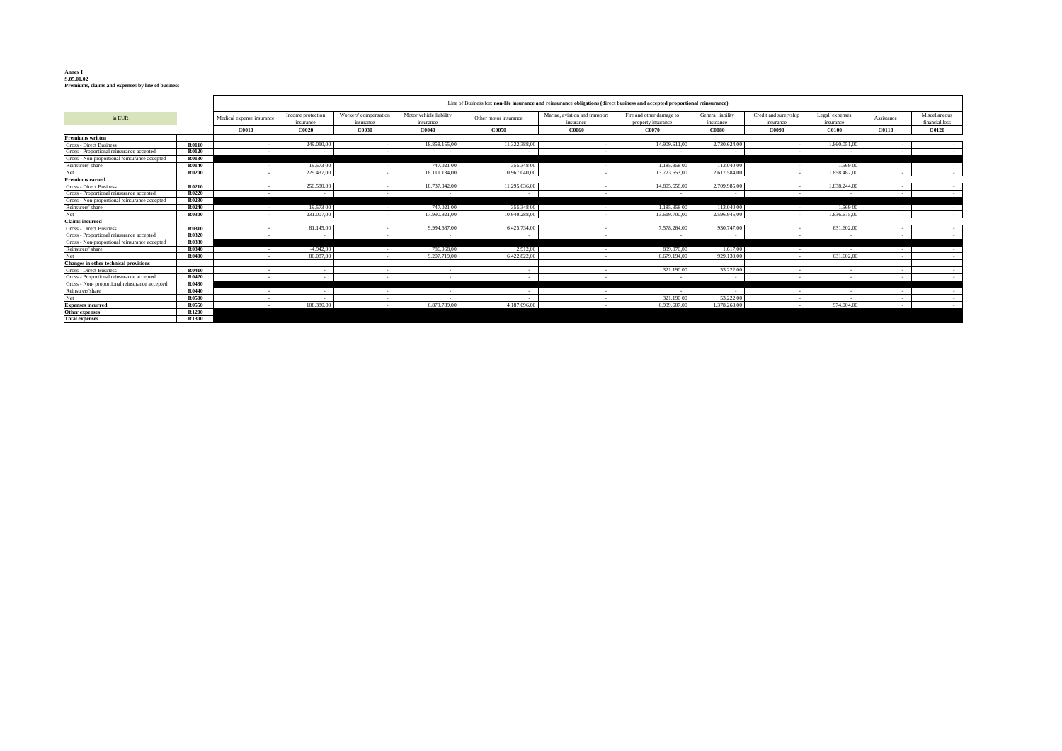**Annex I**
**S.05.01.02**
**Premiums, claims and expenses by line of business**

| in EUR | | Line of Business for: **non-life insurance and reinsurance obligations (direct business and accepted proportional reinsurance)** | | | | | | | | | | | |
|---|---|---|---|---|---|---|---|---|---|---|---|---|---|
| | | Medical expense insurance | Income protection insurance | Workers' compensation insurance | Motor vehicle liability insurance | Other motor insurance | Marine, aviation and transport insurance | Fire and other damage to property insurance | General liability insurance | Credit and suretyship insurance | Legal expenses insurance | Assistance | Miscellaneous financial loss |
| | | **C0010** | **C0020** | **C0030** | **C0040** | **C0050** | **C0060** | **C0070** | **C0080** | **C0090** | **C0100** | **C0110** | **C0120** |
| **Premiums written** | | | | | | | | | | | | | |
| Gross - Direct Business | **R0110** | - | 249.010,00 | - | 18.858.155,00 | 11.322.388,00 | - | 14.909.611,00 | 2.730.624,00 | - | 1.860.051,00 | - | - |
| Gross - Proportional reinsurance accepted | **R0120** | - | - | - | - | - | - | - | - | - | - | - | - |
| Gross - Non-proportional reinsurance accepted | **R0130** | | | | | | | | | | | | |
| Reinsurers' share | **R0140** | - | 19.573 00 | - | 747.021 00 | 355.348 00 | - | 1.185.958 00 | 113.040 00 | - | 1.569 00 | - | - |
| Net | **R0200** | - | 229.437,00 | - | 18.111.134,00 | 10.967.040,00 | - | 13.723.653,00 | 2.617.584,00 | - | 1.858.482,00 | - | - |
| **Premiums earned** | | | | | | | | | | | | | |
| Gross - Direct Business | **R0210** | - | 250.580,00 | - | 18.737.942,00 | 11.295.636,00 | - | 14.805.658,00 | 2.709.985,00 | - | 1.838.244,00 | - | - |
| Gross - Proportional reinsurance accepted | **R0220** | - | - | - | - | - | - | - | - | - | - | - | - |
| Gross - Non-proportional reinsurance accepted | **R0230** | | | | | | | | | | | | |
| Reinsurers' share | **R0240** | - | 19.573 00 | - | 747.021 00 | 355.348 00 | - | 1.185.958 00 | 113.040 00 | - | 1.569 00 | - | - |
| Net | **R0300** | - | 231.007,00 | - | 17.990.921,00 | 10.940.288,00 | - | 13.619.700,00 | 2.596.945,00 | - | 1.836.675,00 | - | - |
| **Claims incurred** | | | | | | | | | | | | | |
| Gross - Direct Business | **R0310** | - | 81.145,00 | - | 9.994.687,00 | 6.425.734,00 | - | 7.578.264,00 | 930.747,00 | - | 631.602,00 | - | - |
| Gross - Proportional reinsurance accepted | **R0320** | - | - | - | - | - | - | - | - | - | - | - | - |
| Gross - Non-proportional reinsurance accepted | **R0330** | | | | | | | | | | | | |
| Reinsurers' share | **R0340** | - | -4.942,00 | - | 786.968,00 | 2.912,00 | - | 899.070,00 | 1.617,00 | - | - | - | - |
| Net | **R0400** | - | 86.087,00 | - | 9.207.719,00 | 6.422.822,00 | - | 6.679.194,00 | 929.130,00 | - | 631.602,00 | - | - |
| **Changes in other technical provisions** | | | | | | | | | | | | | |
| Gross - Direct Business | **R0410** | - | - | - | - | - | - | 321.190 00 | 53.222 00 | - | - | - | - |
| Gross - Proportional reinsurance accepted | **R0420** | - | - | - | - | - | - | - | - | - | - | - | - |
| Gross - Non- proportional reinsurance accepted | **R0430** | | | | | | | | | | | | |
| Reinsurers'share | **R0440** | - | - | - | - | - | - | - | - | - | - | - | - |
| Net | **R0500** | - | - | - | - | - | - | 321.190 00 | 53.222 00 | - | - | - | - |
| **Expenses incurred** | **R0550** | - | 108.380,00 | - | 6.879.789,00 | 4.187.696,00 | - | 6.999.607,00 | 1.378.268,00 | - | 974.004,00 | - | - |
| **Other expenses** | **R1200** | | | | | | | | | | | | |
| **Total expenses** | **R1300** | | | | | | | | | | | | |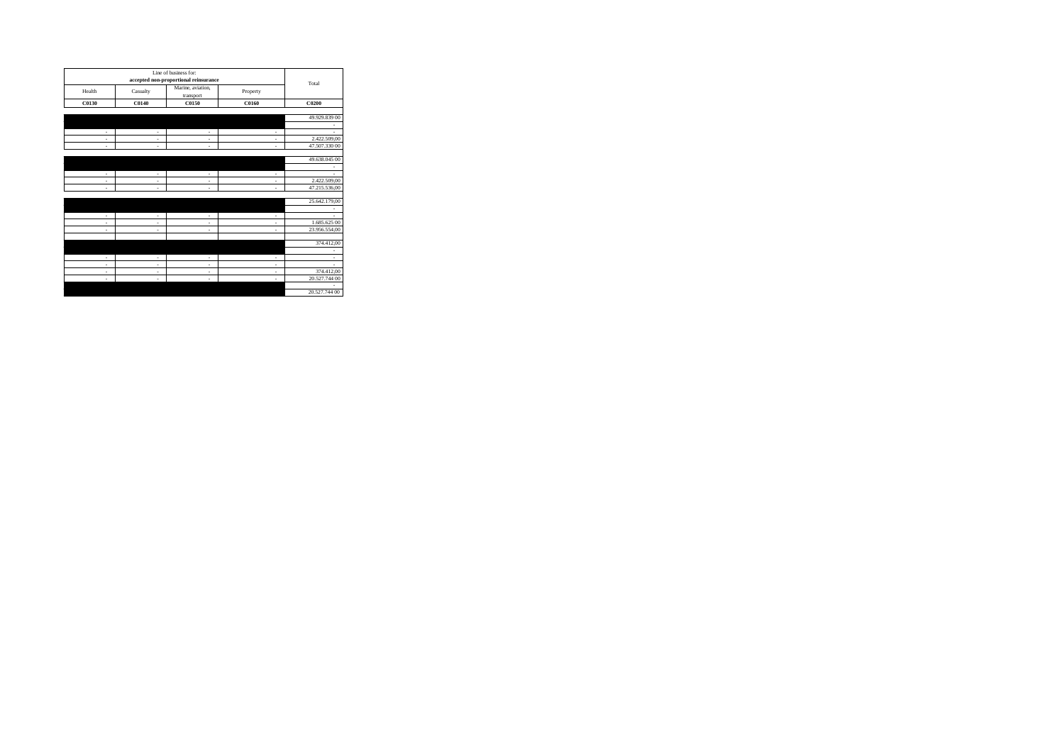| Line of business for: accepted non-proportional reinsurance | | | | Total |
|---|---|---|---|---|
| Health | Casualty | Marine, aviation, transport | Property | |
| C0130 | C0140 | C0150 | C0160 | C0200 |
| | | | | |
| | | | | 49.929.839 00 |
| | | | | - |
| - | - | - | - | - |
| - | - | - | - | 2.422.509,00 |
| - | - | - | - | 47.507.330 00 |
| | | | | |
| | | | | 49.638.045 00 |
| | | | | - |
| - | - | - | - | - |
| - | - | - | - | 2.422.509,00 |
| - | - | - | - | 47.215.536,00 |
| | | | | |
| | | | | 25.642.179,00 |
| | | | | - |
| - | - | - | - | - |
| - | - | - | - | 1.685.625 00 |
| - | - | - | - | 23.956.554,00 |
| | | | | |
| | | | | 374.412,00 |
| | | | | - |
| - | - | - | - | - |
| - | - | - | - | - |
| - | - | - | - | 374.412,00 |
| - | - | - | - | 20.527.744 00 |
| | | | | - |
| | | | | 20.527.744 00 |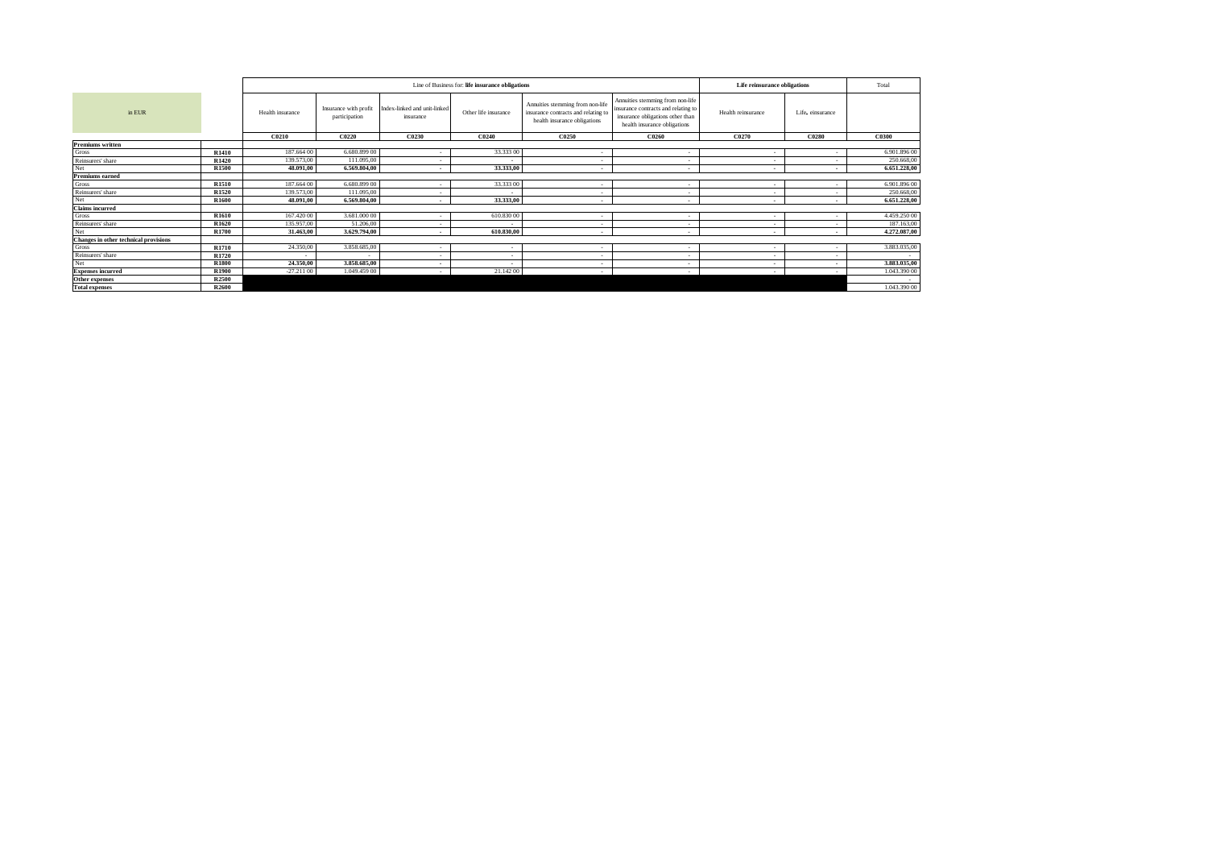| in EUR | | Line of Business for: life insurance obligations | | | | | | Life reinsurance obligations | | Total |
|---|---|---|---|---|---|---|---|---|---|---|
| | | Health insurance | Insurance with profit participation | Index-linked and unit-linked insurance | Other life insurance | Annuities stemming from non-life insurance contracts and relating to health insurance obligations | Annuities stemming from non-life insurance contracts and relating to insurance obligations other than health insurance obligations | Health reinsurance | Life. einsurance | |
| | | C0210 | C0220 | C0230 | C0240 | C0250 | C0260 | C0270 | C0280 | C0300 |
| **Premiums written** | | | | | | | | | | |
| Gross | R1410 | 187.664 00 | 6.680.899 00 | - | 33.333 00 | - | - | - | - | 6.901.896 00 |
| Reinsurers' share | R1420 | 139.573,00 | 111.095,00 | - | - | - | - | - | - | 250.668,00 |
| Net | R1500 | 48.091,00 | 6.569.804,00 | - | 33.333,00 | - | - | - | - | 6.651.228,00 |
| **Premiums earned** | | | | | | | | | | |
| Gross | R1510 | 187.664 00 | 6.680.899 00 | - | 33.333 00 | - | - | - | - | 6.901.896 00 |
| Reinsurers' share | R1520 | 139.573,00 | 111.095,00 | - | - | - | - | - | - | 250.668,00 |
| Net | R1600 | 48.091,00 | 6.569.804,00 | - | 33.333,00 | - | - | - | - | 6.651.228,00 |
| **Claims incurred** | | | | | | | | | | |
| Gross | R1610 | 167.420 00 | 3.681.000 00 | - | 610.830 00 | - | - | - | - | 4.459.250 00 |
| Reinsurers' share | R1620 | 135.957,00 | 51.206,00 | - | - | - | - | - | - | 187.163,00 |
| Net | R1700 | 31.463,00 | 3.629.794,00 | - | 610.830,00 | - | - | - | - | 4.272.087,00 |
| **Changes in other technical provisions** | | | | | | | | | | |
| Gross | R1710 | 24.350,00 | 3.858.685,00 | - | - | - | - | - | - | 3.883.035,00 |
| Reinsurers' share | R1720 | - | - | - | - | - | - | - | - | - |
| Net | R1800 | 24.350,00 | 3.858.685,00 | - | - | - | - | - | - | 3.883.035,00 |
| **Expenses incurred** | R1900 | -27.211 00 | 1.049.459 00 | - | 21.142 00 | - | - | - | - | 1.043.390 00 |
| **Other expenses** | R2500 | | | | | | | | | - |
| **Total expenses** | R2600 | | | | | | | | | 1.043.390 00 |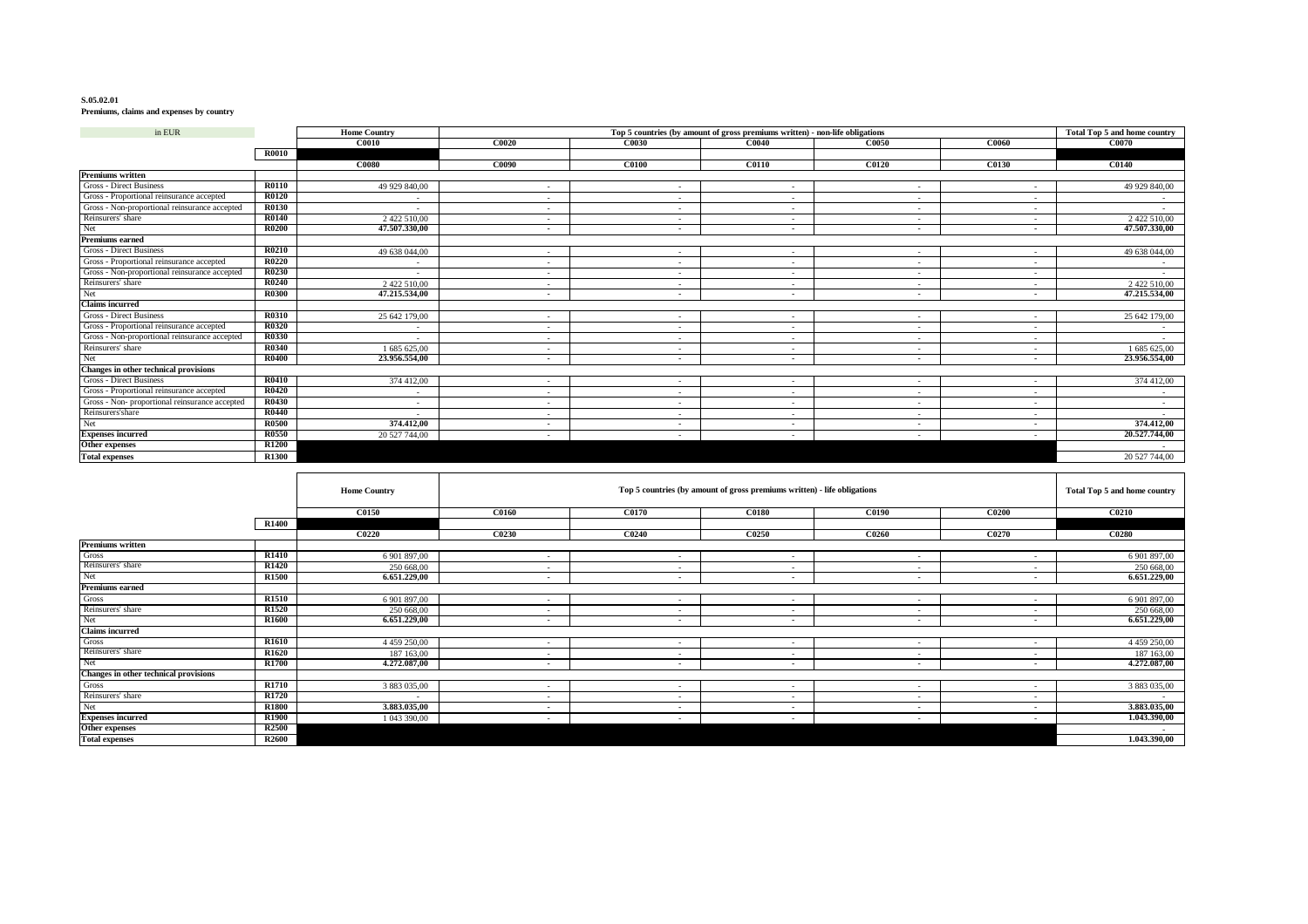**S.05.02.01**

**Premiums, claims and expenses by country**

| in EUR | | Home Country | Top 5 countries (by amount of gross premiums written) - non-life obligations | | | | | Total Top 5 and home country |
|---|---|---|---|---|---|---|---|---|
| | | C0010 | C0020 | C0030 | C0040 | C0050 | C0060 | C0070 |
| | R0010 | | | | | | | |
| | | C0080 | C0090 | C0100 | C0110 | C0120 | C0130 | C0140 |
| **Premiums written** | | | | | | | | |
| Gross - Direct Business | R0110 | 49 929 840,00 | - | - | - | - | - | 49 929 840,00 |
| Gross - Proportional reinsurance accepted | R0120 | - | - | - | - | - | - | - |
| Gross - Non-proportional reinsurance accepted | R0130 | - | - | - | - | - | - | - |
| Reinsurers' share | R0140 | 2 422 510,00 | - | - | - | - | - | 2 422 510,00 |
| Net | R0200 | **47.507.330,00** | - | - | - | - | - | **47.507.330,00** |
| **Premiums earned** | | | | | | | | |
| Gross - Direct Business | R0210 | 49 638 044,00 | - | - | - | - | - | 49 638 044,00 |
| Gross - Proportional reinsurance accepted | R0220 | - | - | - | - | - | - | - |
| Gross - Non-proportional reinsurance accepted | R0230 | - | - | - | - | - | - | - |
| Reinsurers' share | R0240 | 2 422 510,00 | - | - | - | - | - | 2 422 510,00 |
| Net | R0300 | **47.215.534,00** | - | - | - | - | - | **47.215.534,00** |
| **Claims incurred** | | | | | | | | |
| Gross - Direct Business | R0310 | 25 642 179,00 | - | - | - | - | - | 25 642 179,00 |
| Gross - Proportional reinsurance accepted | R0320 | - | - | - | - | - | - | - |
| Gross - Non-proportional reinsurance accepted | R0330 | - | - | - | - | - | - | - |
| Reinsurers' share | R0340 | 1 685 625,00 | - | - | - | - | - | 1 685 625,00 |
| Net | R0400 | **23.956.554,00** | - | - | - | - | - | **23.956.554,00** |
| **Changes in other technical provisions** | | | | | | | | |
| Gross - Direct Business | R0410 | 374 412,00 | - | - | - | - | - | 374 412,00 |
| Gross - Proportional reinsurance accepted | R0420 | - | - | - | - | - | - | - |
| Gross - Non- proportional reinsurance accepted | R0430 | - | - | - | - | - | - | - |
| Reinsurers'share | R0440 | - | - | - | - | - | - | - |
| Net | R0500 | **374.412,00** | - | - | - | - | - | **374.412,00** |
| **Expenses incurred** | R0550 | 20 527 744,00 | - | - | - | - | - | **20.527.744,00** |
| **Other expenses** | R1200 | | | | | | | - |
| **Total expenses** | R1300 | | | | | | | 20 527 744,00 |

| | | Home Country | Top 5 countries (by amount of gross premiums written) - life obligations | | | | | Total Top 5 and home country |
|---|---|---|---|---|---|---|---|---|
| | | C0150 | C0160 | C0170 | C0180 | C0190 | C0200 | C0210 |
| | R1400 | | | | | | | |
| | | C0220 | C0230 | C0240 | C0250 | C0260 | C0270 | C0280 |
| **Premiums written** | | | | | | | | |
| Gross | R1410 | 6 901 897,00 | - | - | - | - | - | 6 901 897,00 |
| Reinsurers' share | R1420 | 250 668,00 | - | - | - | - | - | 250 668,00 |
| Net | R1500 | **6.651.229,00** | - | - | - | - | - | **6.651.229,00** |
| **Premiums earned** | | | | | | | | |
| Gross | R1510 | 6 901 897,00 | - | - | - | - | - | 6 901 897,00 |
| Reinsurers' share | R1520 | 250 668,00 | - | - | - | - | - | 250 668,00 |
| Net | R1600 | **6.651.229,00** | - | - | - | - | - | **6.651.229,00** |
| **Claims incurred** | | | | | | | | |
| Gross | R1610 | 4 459 250,00 | - | - | - | - | - | 4 459 250,00 |
| Reinsurers' share | R1620 | 187 163,00 | - | - | - | - | - | 187 163,00 |
| Net | R1700 | **4.272.087,00** | - | - | - | - | - | **4.272.087,00** |
| **Changes in other technical provisions** | | | | | | | | |
| Gross | R1710 | 3 883 035,00 | - | - | - | - | - | 3 883 035,00 |
| Reinsurers' share | R1720 | - | - | - | - | - | - | - |
| Net | R1800 | **3.883.035,00** | - | - | - | - | - | **3.883.035,00** |
| **Expenses incurred** | R1900 | 1 043 390,00 | - | - | - | - | - | **1.043.390,00** |
| **Other expenses** | R2500 | | | | | | | - |
| **Total expenses** | R2600 | | | | | | | **1.043.390,00** |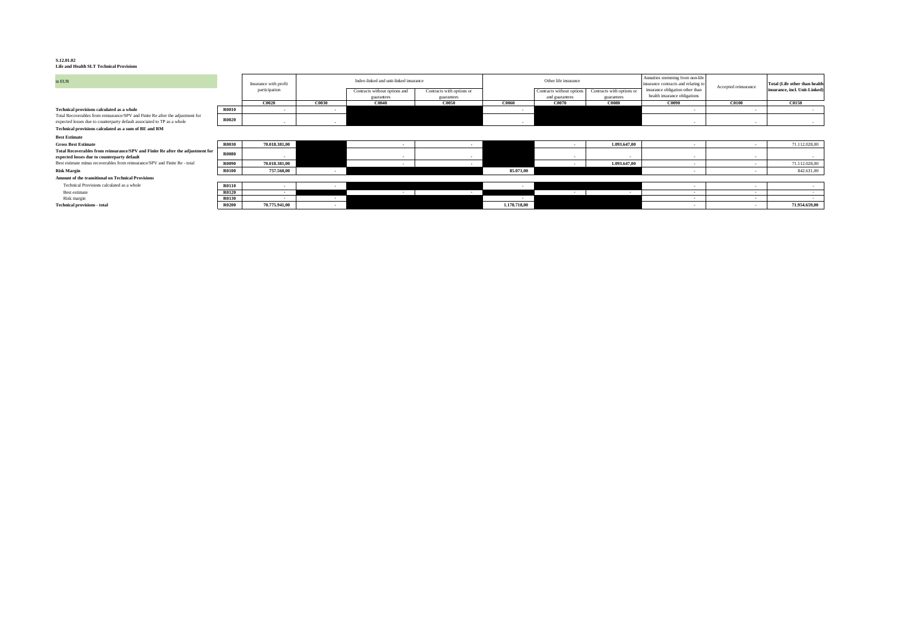**S.12.01.02**
**Life and Health SLT Technical Provisions**

| in EUR | | Insurance with profit participation | Index-linked and unit-linked insurance | | | Other life insurance | | | Annuities stemming from non-life insurance contracts and relating to insurance obligation other than health insurance obligations | Accepted reinsurance | Total (Life other than health insurance, incl. Unit-Linked) |
|---|---|---|---|---|---|---|---|---|---|---|---|
| | | | | Contracts without options and guarantees | Contracts with options or guarantees | | Contracts without options and guarantees | Contracts with options or guarantees | | | |
| | | C0020 | C0030 | C0040 | C0050 | C0060 | C0070 | C0080 | C0090 | C0100 | C0150 |
| **Technical provisions calculated as a whole** | **R0010** | - | - | | | - | | | - | - | - |
| Total Recoverables from reinsurance/SPV and Finite Re after the adjustment for expected losses due to counterparty default associated to TP as a whole | **R0020** | - | - | | | - | | | - | - | - |
| **Technical provisions calculated as a sum of BE and RM** | | | | | | | | | | | |
| **Best Estimate** | | | | | | | | | | | |
| **Gross Best Estimate** | **R0030** | 70.018.381,00 | | - | - | | - | 1.093.647,00 | - | - | 71.112.028,00 |
| **Total Recoverables from reinsurance/SPV and Finite Re after the adjustment for expected losses due to counterparty default** | **R0080** | - | | - | - | | - | - | - | - | - |
| Best estimate minus recoverables from reinsurance/SPV and Finite Re - total | **R0090** | 70.018.381,00 | | - | - | | - | 1.093.647,00 | - | - | 71.112.028,00 |
| **Risk Margin** | **R0100** | 757.560,00 | - | | | 85.071,00 | | | - | - | 842.631,00 |
| **Amount of the transitional on Technical Provisions** | | | | | | | | | | | |
| Technical Provisions calculated as a whole | **R0110** | - | - | | | - | | | - | - | - |
| Best estimate | **R0120** | - | | - | - | | - | - | - | - | - |
| Risk margin | **R0130** | - | - | | | - | | | - | - | - |
| **Technical provisions - total** | **R0200** | 70.775.941,00 | - | | | 1.178.718,00 | | | - | - | 71.954.659,00 |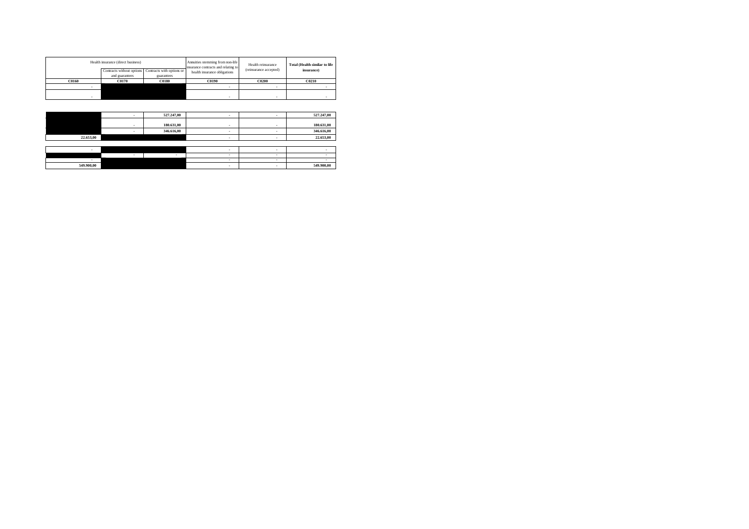| Health insurance (direct business) | | | Annuities stemming from non-life insurance contracts and relating to health insurance obligations | Health reinsurance (reinsurance accepted) | **Total (Health similar to life insurance)** |
|---|---|---|---|---|---|
| | Contracts without options and guarantees | Contracts with options or guarantees | | | |
| **C0160** | **C0170** | **C0180** | **C0190** | **C0200** | **C0210** |
| - | | | - | - | - |
| - | | | - | - | - |
| | | | | | |
| | - | **527.247,00** | - | - | **527.247,00** |
| | - | **180.631,00** | - | - | **180.631,00** |
| | - | **346.616,00** | - | - | **346.616,00** |
| **22.653,00** | | | - | - | **22.653,00** |
| | | | | | |
| - | | | - | - | - |
| | - | - | - | - | - |
| - | | | - | - | - |
| **549.900,00** | | | - | - | **549.900,00** |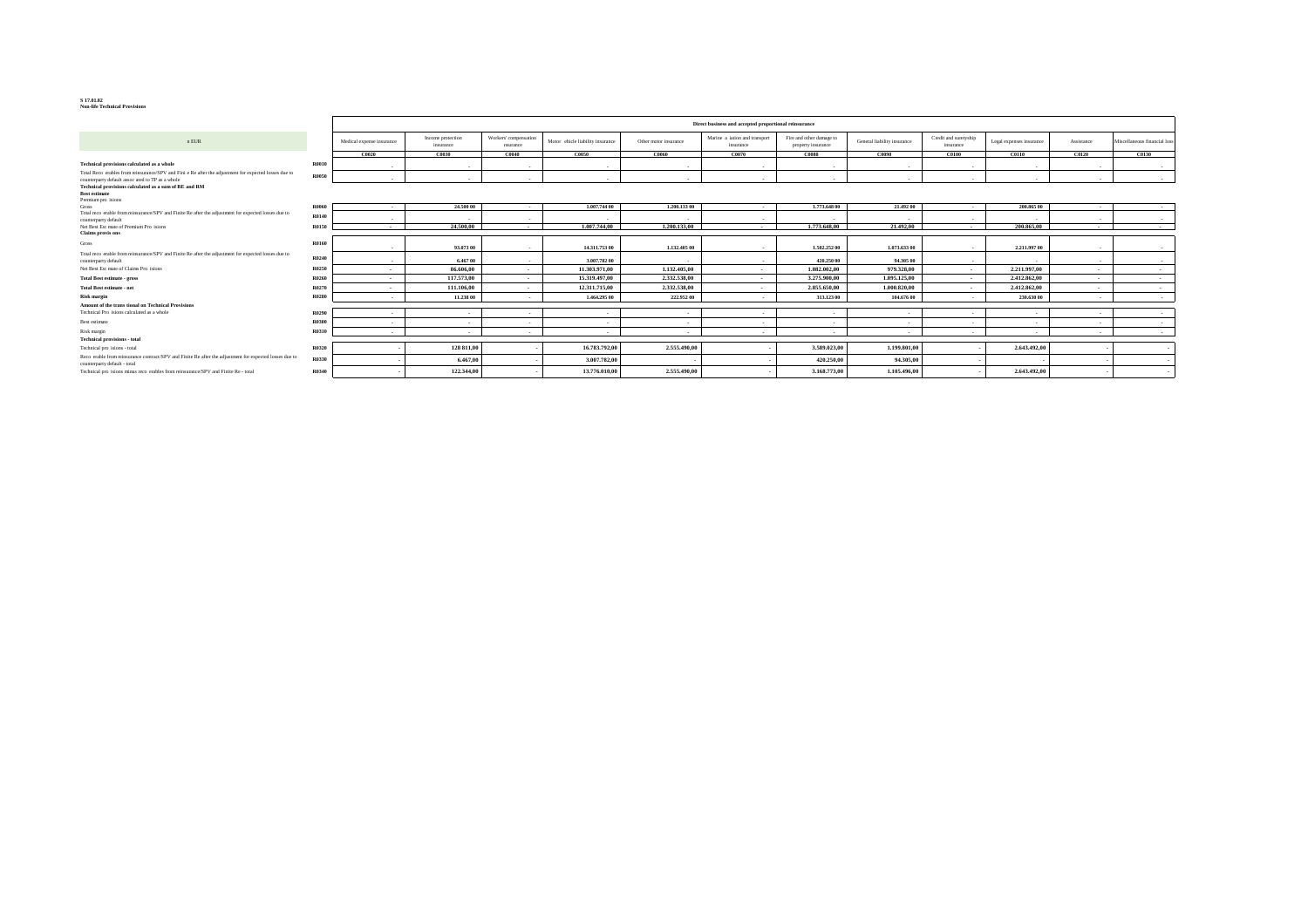**S.17.01.02**
**Non-life Technical Provisions**

| n EUR | | Direct business and accepted proportional reinsurance | | | | | | | | | | | |
|---|---|---|---|---|---|---|---|---|---|---|---|---|---|
| | | Medical expense insurance | Income protection insurance | Workers' compensation insurance | Motor vehicle liability insurance | Other motor insurance | Marine aviation and transport insurance | Fire and other damage to property insurance | General liability insurance | Credit and suretyship insurance | Legal expenses insurance | Assistance | Miscellaneous financial loss |
| | | C0020 | C0030 | C0040 | C0050 | C0060 | C0070 | C0080 | C0090 | C0100 | C0110 | C0120 | C0130 |
| **Technical provisions calculated as a whole** | R0010 | - | - | - | - | - | - | - | - | - | - | - | - |
| Total Recoverables from reinsurance/SPV and Finite Re after the adjustment for expected losses due to counterparty default associated to TP as a whole | R0050 | - | - | - | - | - | - | - | - | - | - | - | - |
| **Technical provisions calculated as a sum of BE and RM** | | | | | | | | | | | | | |
| **Best estimate** | | | | | | | | | | | | | |
| Premium provisions | | | | | | | | | | | | | |
| Gross | R0060 | - | 24.500,00 | - | 1.007.744,00 | 1.200.133,00 | - | 1.773.648,00 | 21.492,00 | - | 200.865,00 | - | - |
| Total recoverable from reinsurance/SPV and Finite Re after the adjustment for expected losses due to counterparty default | R0140 | - | - | - | - | - | - | - | - | - | - | - | - |
| Net Best Estimate of Premium Provisions | R0150 | - | 24.500,00 | - | 1.007.744,00 | 1.200.133,00 | - | 1.773.648,00 | 21.492,00 | - | 200.865,00 | - | - |
| **Claims provisions** | | | | | | | | | | | | | |
| Gross | R0160 | - | 93.073,00 | - | 14.311.753,00 | 1.132.405,00 | - | 1.502.252,00 | 1.073.633,00 | - | 2.211.997,00 | - | - |
| Total recoverable from reinsurance/SPV and Finite Re after the adjustment for expected losses due to counterparty default | R0240 | - | 6.467,00 | - | 3.007.782,00 | - | - | 420.250,00 | 94.305,00 | - | - | - | - |
| Net Best Estimate of Claims Provisions | R0250 | - | 86.606,00 | - | 11.303.971,00 | 1.132.405,00 | - | 1.082.002,00 | 979.328,00 | - | 2.211.997,00 | - | - |
| **Total Best estimate - gross** | R0260 | - | 117.573,00 | - | 15.319.497,00 | 2.332.538,00 | - | 3.275.900,00 | 1.095.125,00 | - | 2.412.862,00 | - | - |
| **Total Best estimate - net** | R0270 | - | 111.106,00 | - | 12.311.715,00 | 2.332.538,00 | - | 2.855.650,00 | 1.000.820,00 | - | 2.412.862,00 | - | - |
| **Risk margin** | R0280 | - | 11.238,00 | - | 1.464.295,00 | 222.952,00 | - | 313.123,00 | 104.676,00 | - | 230.630,00 | - | - |
| **Amount of the transitional on Technical Provisions** | | | | | | | | | | | | | |
| Technical Provisions calculated as a whole | R0290 | - | - | - | - | - | - | - | - | - | - | - | - |
| Best estimate | R0300 | - | - | - | - | - | - | - | - | - | - | - | - |
| Risk margin | R0310 | - | - | - | - | - | - | - | - | - | - | - | - |
| **Technical provisions - total** | | | | | | | | | | | | | |
| Technical provisions - total | R0320 | - | 128.811,00 | - | 16.783.792,00 | 2.555.490,00 | - | 3.589.023,00 | 1.199.801,00 | - | 2.643.492,00 | - | - |
| Recoverable from reinsurance contract/SPV and Finite Re after the adjustment for expected losses due to counterparty default - total | R0330 | - | 6.467,00 | - | 3.007.782,00 | - | - | 420.250,00 | 94.305,00 | - | - | - | - |
| Technical provisions minus recoverables from reinsurance/SPV and Finite Re - total | R0340 | - | 122.344,00 | - | 13.776.010,00 | 2.555.490,00 | - | 3.168.773,00 | 1.105.496,00 | - | 2.643.492,00 | - | - |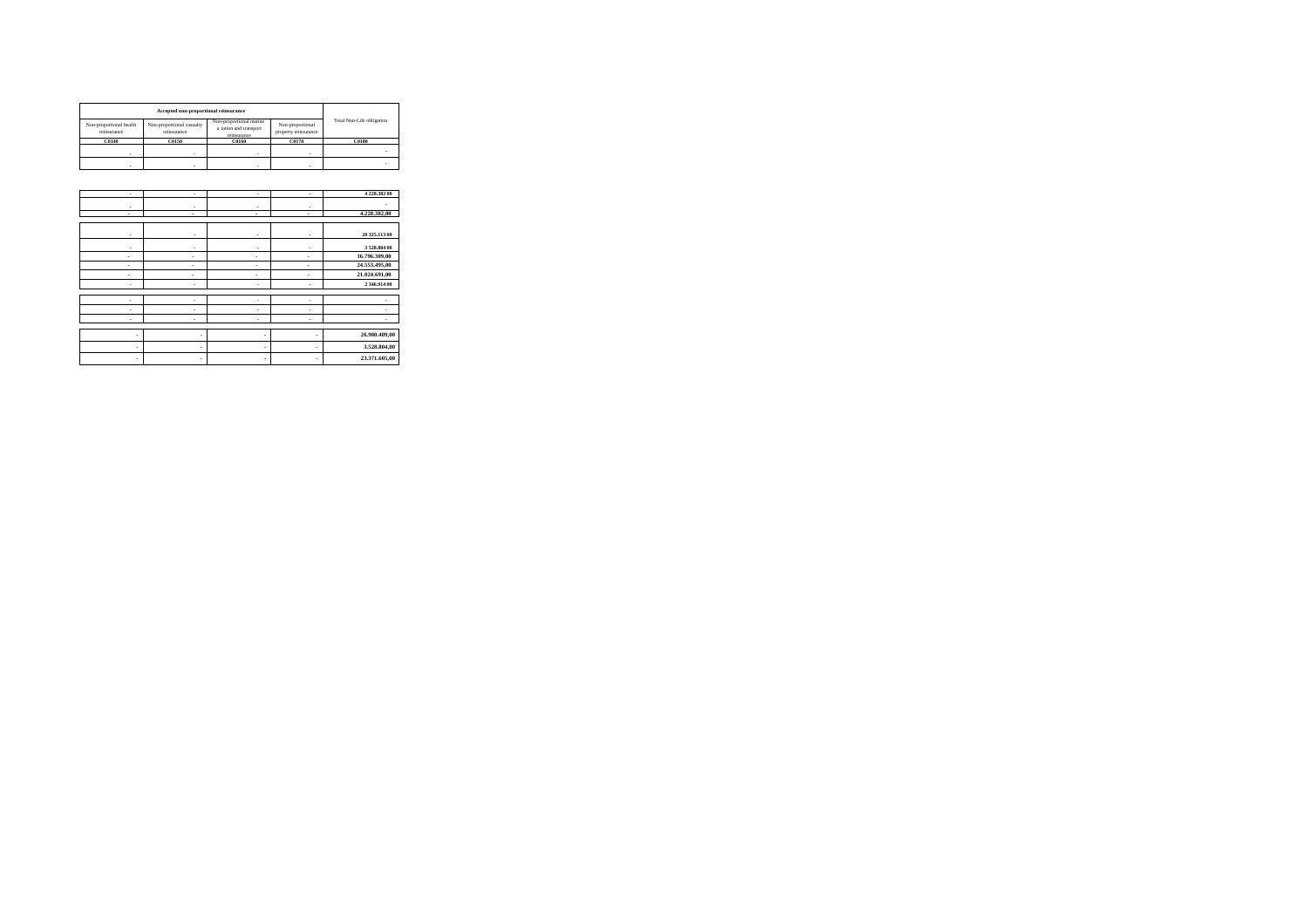| Accepted non-proportional reinsurance | | | | Total Non-Life obligation |
|---|---|---|---|---|
| Non-proportional health reinsurance | Non-proportional casualty reinsurance | Non-proportional marine a iation and transport reinsurance | Non-proportional property reinsurance | |
| C0140 | C0150 | C0160 | C0170 | C0180 |
| - | - | - | - | - |
| - | - | - | - | - |
| | | | | |
| - | - | - | - | 4 228.382 00 |
| - | - | - | - | - |
| - | - | - | - | 4.228.382,00 |
| | | | | |
| - | - | - | - | 20 325.113 00 |
| - | - | - | - | 3 528.804 00 |
| - | - | - | - | 16.796.309,00 |
| - | - | - | - | 24.553.495,00 |
| - | - | - | - | 21.024.691,00 |
| - | - | - | - | 2 346.914 00 |
| | | | | |
| - | - | - | - | - |
| - | - | - | - | - |
| - | - | - | - | - |
| | | | | |
| - | - | - | - | 26.900.409,00 |
| - | - | - | - | 3.528.804,00 |
| - | - | - | - | 23.371.605,00 |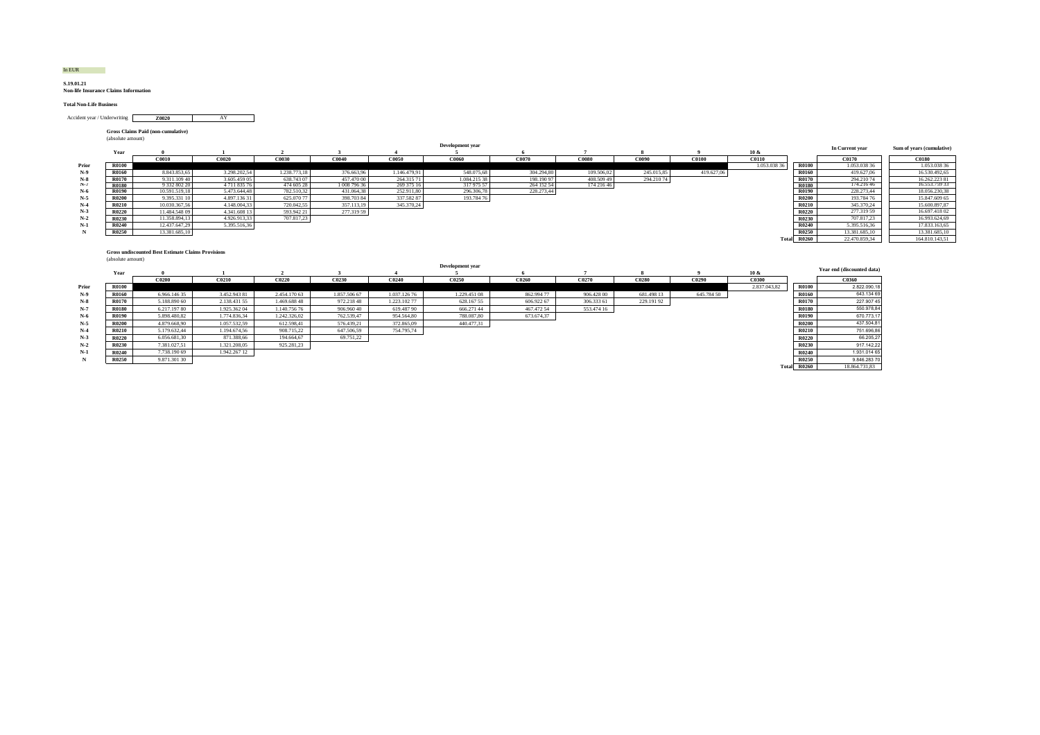In EUR

**S.19.01.21**
**Non-life Insurance Claims Information**

**Total Non-Life Business**

| Accident year / Underwriting | Z0020 | AY |
|---|---|---|

**Gross Claims Paid (non-cumulative)**
(absolute amount)

| | Year | 0 | 1 | 2 | 3 | 4 | 5 | 6 | 7 | 8 | 9 | 10 & | | In Current year | Sum of years (cumulative) |
|---|---|---|---|---|---|---|---|---|---|---|---|---|---|---|---|
| | | C0010 | C0020 | C0030 | C0040 | C0050 | C0060 | C0070 | C0080 | C0090 | C0100 | C0110 | | C0170 | C0180 |
| Prior | R0100 | | | | | | | | | | | 1.053.038 36 | R0100 | 1.053.038 36 | 1.053.038 36 |
| N-9 | R0160 | 8.843.853,65 | 3.298.202,54 | 1.238.773,18 | 376.663,96 | 1.146.479,91 | 548.075,68 | 304.294,80 | 109.506,02 | 245.015,85 | 419.627,06 | | R0160 | 419.627,06 | 16.530.492,65 |
| N-8 | R0170 | 9.311.109 40 | 3.605.459 05 | 638.743 07 | 457.470 00 | 264.315 71 | 1.084.215 38 | 198.190 97 | 408.509 49 | 294.210 74 | | | R0170 | 294.210 74 | 16.262.223 81 |
| N-7 | R0180 | 9.332 802 20 | 4 711 835 76 | 474 605 28 | 1 008 796 36 | 269 375 16 | 317 975 57 | 264 152 54 | 174 216 46 | | | | R0180 | 174.216 46 | 16.553.759 33 |
| N-6 | R0190 | 10.591.519,18 | 5.473.644,48 | 782.510,32 | 431.064,38 | 252.911,80 | 296.306,78 | 228.273,44 | | | | | R0190 | 228.273,44 | 18.056.230,38 |
| N-5 | R0200 | 9.395.331 10 | 4.897.136 31 | 625.070 77 | 398.703 84 | 337.582 87 | 193.784 76 | | | | | | R0200 | 193.784 76 | 15.847.609 65 |
| N-4 | R0210 | 10.030.367,56 | 4.148.004,33 | 720.042,55 | 357.113,19 | 345.370,24 | | | | | | | R0210 | 345.370,24 | 15.600.897,87 |
| N-3 | R0220 | 11.484.548 09 | 4.341.608 13 | 593.942 21 | 277.319 59 | | | | | | | | R0220 | 277.319 59 | 16.697.418 02 |
| N-2 | R0230 | 11.358.894,13 | 4.926.913,33 | 707.817,23 | | | | | | | | | R0230 | 707.817,23 | 16.993.624,69 |
| N-1 | R0240 | 12.437.647,29 | 5.395.516,36 | | | | | | | | | | R0240 | 5.395.516,36 | 17.833.163,65 |
| N | R0250 | 13.381.685,10 | | | | | | | | | | | R0250 | 13.381.685,10 | 13.381.685,10 |
| | | | | | | | | | | | | Total | R0260 | 22.470.859,34 | 164.810.143,51 |

**Gross undiscounted Best Estimate Claims Provisions**
(absolute amount)

| | Year | 0 | 1 | 2 | 3 | 4 | 5 | 6 | 7 | 8 | 9 | 10 & | | Year end (discounted data) |
|---|---|---|---|---|---|---|---|---|---|---|---|---|---|---|
| | | C0200 | C0210 | C0220 | C0230 | C0240 | C0250 | C0260 | C0270 | C0280 | C0290 | C0300 | | C0360 |
| Prior | R0100 | | | | | | | | | | | 2.837.043,82 | R0100 | 2.822.090,18 |
| N-9 | R0160 | 6.966.146 35 | 3.452.943 81 | 2.454.170 63 | 1.857.506 67 | 1.037.126 76 | 1.229.451 08 | 862.994 77 | 906.428 00 | 681.498 13 | 645.784 50 | | R0160 | 643.134 69 |
| N-8 | R0170 | 5.188.890 60 | 2.138.431 55 | 1.469.688 48 | 972.218 48 | 1.223.102 77 | 628.167 55 | 606.922 67 | 306.333 61 | 229.191 92 | | | R0170 | 227.907 45 |
| N-7 | R0180 | 6.217.197 80 | 1.925.362 04 | 1.140.756 76 | 906.960 40 | 619.487 90 | 666.271 44 | 467.472 54 | 553.474 16 | | | | R0180 | 550.978,84 |
| N-6 | R0190 | 5.898.480,82 | 1.774.836,34 | 1.242.326,02 | 762.539,47 | 954.564,80 | 788.087,80 | 673.674,37 | | | | | R0190 | 670.773,17 |
| N-5 | R0200 | 4.879.668,90 | 1.057.532,59 | 612.598,41 | 576.439,21 | 372.865,09 | 440.477,31 | | | | | | R0200 | 437.504,81 |
| N-4 | R0210 | 5.179.632,44 | 1.194.674,56 | 908.715,22 | 647.506,59 | 754.795,74 | | | | | | | R0210 | 751.696,86 |
| N-3 | R0220 | 6.056.681,30 | 871.388,66 | 194.664,67 | 69.751,22 | | | | | | | | R0220 | 66.205,27 |
| N-2 | R0230 | 7.381.027,51 | 1.321.208,05 | 925.281,23 | | | | | | | | | R0230 | 917.142,22 |
| N-1 | R0240 | 7.738.190 69 | 1.942.267 12 | | | | | | | | | | R0240 | 1.931.014 65 |
| N | R0250 | 9.871.301 30 | | | | | | | | | | | R0250 | 9.846.283 70 |
| | | | | | | | | | | | | Total | R0260 | 18.864.731,83 |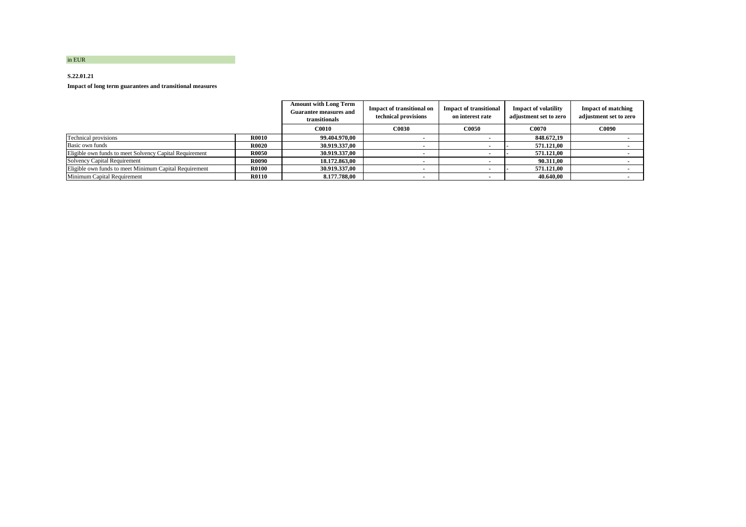in EUR

**S.22.01.21**

**Impact of long term guarantees and transitional measures**

| | | Amount with Long Term Guarantee measures and transitionals | Impact of transitional on technical provisions | Impact of transitional on interest rate | Impact of volatility adjustment set to zero | Impact of matching adjustment set to zero |
|---|---|---|---|---|---|---|
| | | C0010 | C0030 | C0050 | C0070 | C0090 |
| Technical provisions | R0010 | 99.404.970,00 | - | - | 848.672,19 | - |
| Basic own funds | R0020 | 30.919.337,00 | - | - | - 571.121,00 | - |
| Eligible own funds to meet Solvency Capital Requirement | R0050 | 30.919.337,00 | - | - | - 571.121,00 | - |
| Solvency Capital Requirement | R0090 | 18.172.863,00 | - | - | 90.311,00 | - |
| Eligible own funds to meet Minimum Capital Requirement | R0100 | 30.919.337,00 | - | - | - 571.121,00 | - |
| Minimum Capital Requirement | R0110 | 8.177.788,00 | - | - | 40.640,00 | - |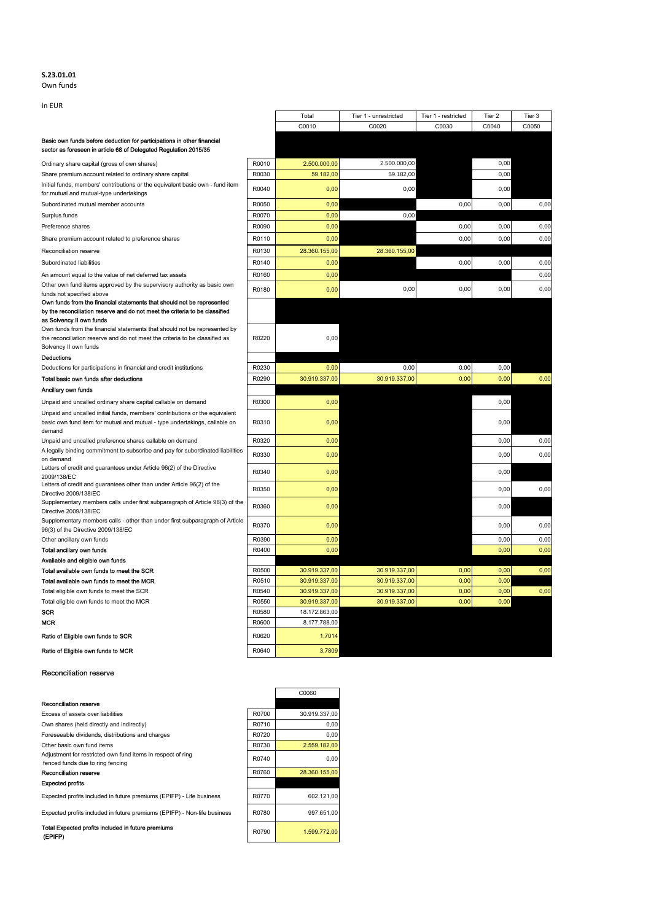**S.23.01.01**

Own funds

in EUR

| | | Total | Tier 1 - unrestricted | Tier 1 - restricted | Tier 2 | Tier 3 |
|---|---|---|---|---|---|---|
| | | C0010 | C0020 | C0030 | C0040 | C0050 |
| **Basic own funds before deduction for participations in other financial sector as foreseen in article 68 of Delegated Regulation 2015/35** | | | | | | |
| Ordinary share capital (gross of own shares) | R0010 | 2.500.000,00 | 2.500.000,00 | | 0,00 | |
| Share premium account related to ordinary share capital | R0030 | 59.182,00 | 59.182,00 | | 0,00 | |
| Initial funds, members' contributions or the equivalent basic own - fund item for mutual and mutual-type undertakings | R0040 | 0,00 | 0,00 | | 0,00 | |
| Subordinated mutual member accounts | R0050 | 0,00 | | 0,00 | 0,00 | 0,00 |
| Surplus funds | R0070 | 0,00 | 0,00 | | | |
| Preference shares | R0090 | 0,00 | | 0,00 | 0,00 | 0,00 |
| Share premium account related to preference shares | R0110 | 0,00 | | 0,00 | 0,00 | 0,00 |
| Reconciliation reserve | R0130 | 28.360.155,00 | 28.360.155,00 | | | |
| Subordinated liabilities | R0140 | 0,00 | | 0,00 | 0,00 | 0,00 |
| An amount equal to the value of net deferred tax assets | R0160 | 0,00 | | | | 0,00 |
| Other own fund items approved by the supervisory authority as basic own funds not specified above | R0180 | 0,00 | 0,00 | 0,00 | 0,00 | 0,00 |
| **Own funds from the financial statements that should not be represented by the reconciliation reserve and do not meet the criteria to be classified as Solvency II own funds** | | | | | | |
| Own funds from the financial statements that should not be represented by the reconciliation reserve and do not meet the criteria to be classified as Solvency II own funds | R0220 | 0,00 | | | | |
| **Deductions** | | | | | | |
| Deductions for participations in financial and credit institutions | R0230 | 0,00 | 0,00 | 0,00 | 0,00 | |
| **Total basic own funds after deductions** | R0290 | 30.919.337,00 | 30.919.337,00 | 0,00 | 0,00 | 0,00 |
| **Ancillary own funds** | | | | | | |
| Unpaid and uncalled ordinary share capital callable on demand | R0300 | 0,00 | | | 0,00 | |
| Unpaid and uncalled initial funds, members' contributions or the equivalent basic own fund item for mutual and mutual - type undertakings, callable on demand | R0310 | 0,00 | | | 0,00 | |
| Unpaid and uncalled preference shares callable on demand | R0320 | 0,00 | | | 0,00 | 0,00 |
| A legally binding commitment to subscribe and pay for subordinated liabilities on demand | R0330 | 0,00 | | | 0,00 | 0,00 |
| Letters of credit and guarantees under Article 96(2) of the Directive 2009/138/EC | R0340 | 0,00 | | | 0,00 | |
| Letters of credit and guarantees other than under Article 96(2) of the Directive 2009/138/EC | R0350 | 0,00 | | | 0,00 | 0,00 |
| Supplementary members calls under first subparagraph of Article 96(3) of the Directive 2009/138/EC | R0360 | 0,00 | | | 0,00 | |
| Supplementary members calls - other than under first subparagraph of Article 96(3) of the Directive 2009/138/EC | R0370 | 0,00 | | | 0,00 | 0,00 |
| Other ancillary own funds | R0390 | 0,00 | | | 0,00 | 0,00 |
| **Total ancillary own funds** | R0400 | 0,00 | | | 0,00 | 0,00 |
| **Available and eligible own funds** | | | | | | |
| **Total available own funds to meet the SCR** | R0500 | 30.919.337,00 | 30.919.337,00 | 0,00 | 0,00 | 0,00 |
| **Total available own funds to meet the MCR** | R0510 | 30.919.337,00 | 30.919.337,00 | 0,00 | 0,00 | |
| Total eligible own funds to meet the SCR | R0540 | 30.919.337,00 | 30.919.337,00 | 0,00 | 0,00 | 0,00 |
| Total eligible own funds to meet the MCR | R0550 | 30.919.337,00 | 30.919.337,00 | 0,00 | 0,00 | |
| **SCR** | R0580 | 18.172.863,00 | | | | |
| **MCR** | R0600 | 8.177.788,00 | | | | |
| **Ratio of Eligible own funds to SCR** | R0620 | 1,7014 | | | | |
| **Ratio of Eligible own funds to MCR** | R0640 | 3,7809 | | | | |

## Reconciliation reserve

| | | C0060 |
|---|---|---|
| **Reconciliation reserve** | | |
| Excess of assets over liabilities | R0700 | 30.919.337,00 |
| Own shares (held directly and indirectly) | R0710 | 0,00 |
| Foreseeable dividends, distributions and charges | R0720 | 0,00 |
| Other basic own fund items | R0730 | 2.559.182,00 |
| Adjustment for restricted own fund items in respect of ring fenced funds due to ring fencing | R0740 | 0,00 |
| **Reconciliation reserve** | R0760 | 28.360.155,00 |
| **Expected profits** | | |
| Expected profits included in future premiums (EPIFP) - Life business | R0770 | 602.121,00 |
| Expected profits included in future premiums (EPIFP) - Non-life business | R0780 | 997.651,00 |
| **Total Expected profits included in future premiums (EPIFP)** | R0790 | 1.599.772,00 |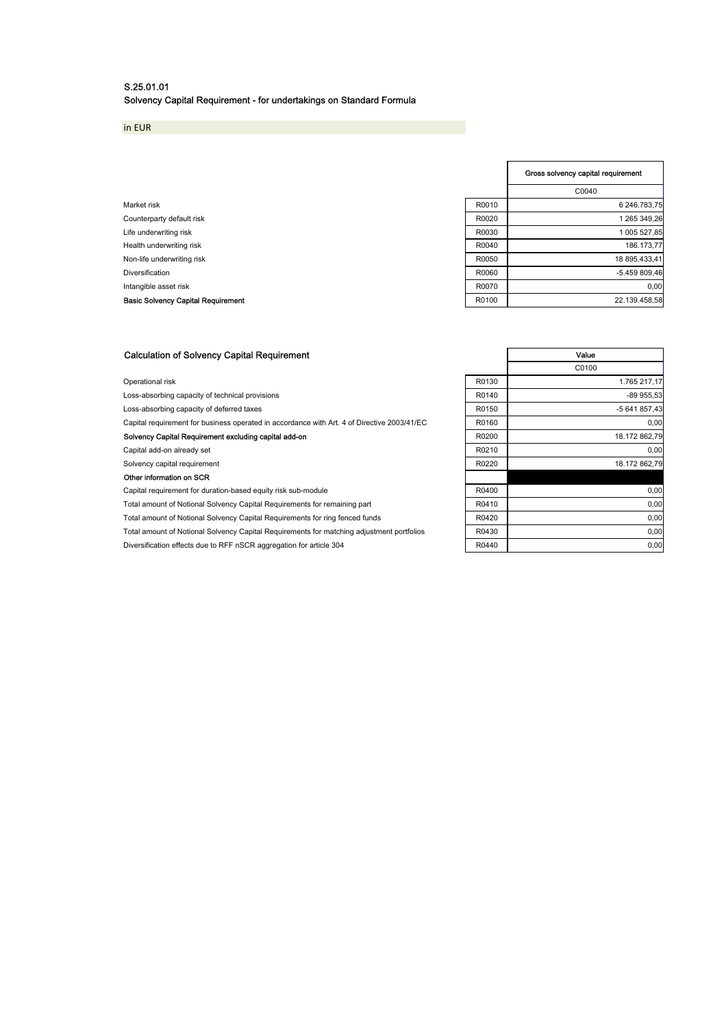S.25.01.01

Solvency Capital Requirement - for undertakings on Standard Formula

in EUR

| | | Gross solvency capital requirement |
|---|---|---|
| | | C0040 |
| Market risk | R0010 | 6 246.783,75 |
| Counterparty default risk | R0020 | 1 265 349,26 |
| Life underwriting risk | R0030 | 1 005 527,85 |
| Health underwriting risk | R0040 | 186.173,77 |
| Non-life underwriting risk | R0050 | 18 895.433,41 |
| Diversification | R0060 | -5.459 809,46 |
| Intangible asset risk | R0070 | 0,00 |
| **Basic Solvency Capital Requirement** | R0100 | 22.139.458,58 |

### Calculation of Solvency Capital Requirement

| | | Value |
|---|---|---|
| | | C0100 |
| Operational risk | R0130 | 1.765 217,17 |
| Loss-absorbing capacity of technical provisions | R0140 | -89 955,53 |
| Loss-absorbing capacity of deferred taxes | R0150 | -5 641 857,43 |
| Capital requirement for business operated in accordance with Art. 4 of Directive 2003/41/EC | R0160 | 0,00 |
| **Solvency Capital Requirement excluding capital add-on** | R0200 | 18.172 862,79 |
| Capital add-on already set | R0210 | 0,00 |
| Solvency capital requirement | R0220 | 18.172 862,79 |
| **Other information on SCR** | | |
| Capital requirement for duration-based equity risk sub-module | R0400 | 0,00 |
| Total amount of Notional Solvency Capital Requirements for remaining part | R0410 | 0,00 |
| Total amount of Notional Solvency Capital Requirements for ring fenced funds | R0420 | 0,00 |
| Total amount of Notional Solvency Capital Requirements for matching adjustment portfolios | R0430 | 0,00 |
| Diversification effects due to RFF nSCR aggregation for article 304 | R0440 | 0,00 |